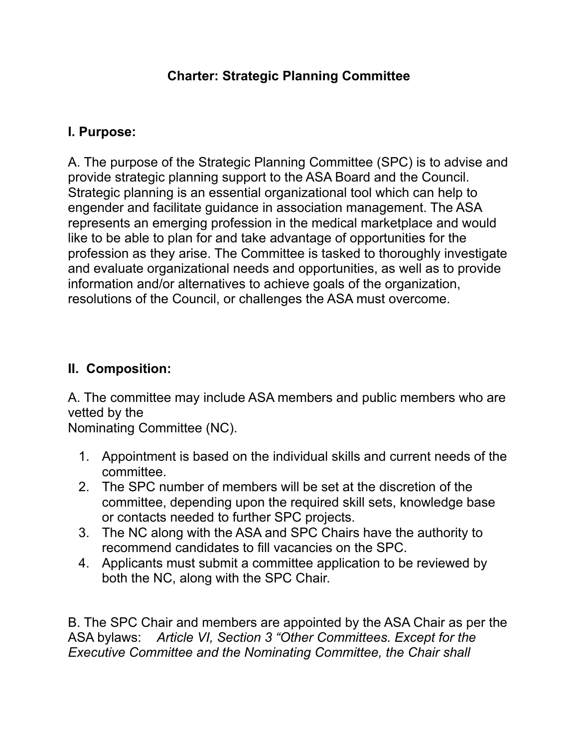# Charter: Strategic Planning Committee

## I. Purpose:

A. The purpose of the Strategic Planning Committee (SPC) is to advise and provide strategic planning support to the ASA Board and the Council. Strategic planning is an essential organizational tool which can help to engender and facilitate guidance in association management. The ASA represents an emerging profession in the medical marketplace and would like to be able to plan for and take advantage of opportunities for the profession as they arise. The Committee is tasked to thoroughly investigate and evaluate organizational needs and opportunities, as well as to provide information and/or alternatives to achieve goals of the organization, resolutions of the Council, or challenges the ASA must overcome.

## II. Composition:

A. The committee may include ASA members and public members who are vetted by the Nominating Committee (NC).

1. Appointment is based on the individual skills and current needs of the committee.
2. The SPC number of members will be set at the discretion of the committee, depending upon the required skill sets, knowledge base or contacts needed to further SPC projects.
3. The NC along with the ASA and SPC Chairs have the authority to recommend candidates to fill vacancies on the SPC.
4. Applicants must submit a committee application to be reviewed by both the NC, along with the SPC Chair.

B. The SPC Chair and members are appointed by the ASA Chair as per the ASA bylaws: *Article VI, Section 3 "Other Committees. Except for the Executive Committee and the Nominating Committee, the Chair shall*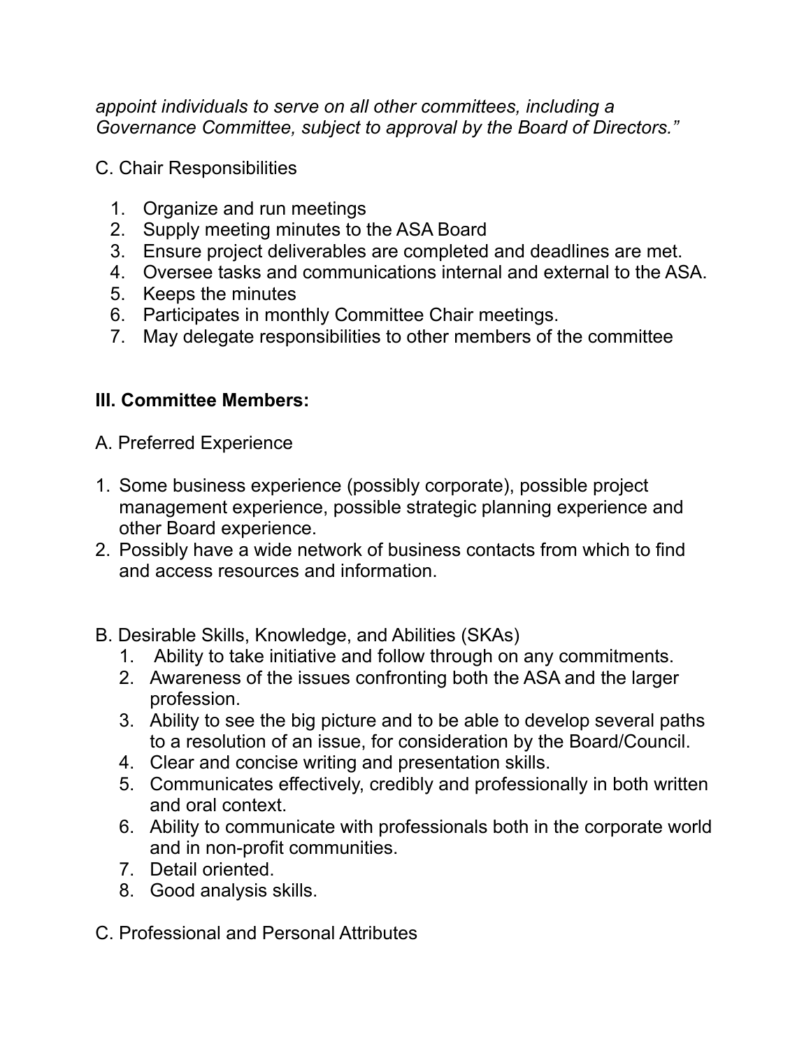*appoint individuals to serve on all other committees, including a Governance Committee, subject to approval by the Board of Directors."*

C. Chair Responsibilities

1. Organize and run meetings
2. Supply meeting minutes to the ASA Board
3. Ensure project deliverables are completed and deadlines are met.
4. Oversee tasks and communications internal and external to the ASA.
5. Keeps the minutes
6. Participates in monthly Committee Chair meetings.
7. May delegate responsibilities to other members of the committee

## III. Committee Members:

A. Preferred Experience

1. Some business experience (possibly corporate), possible project management experience, possible strategic planning experience and other Board experience.
2. Possibly have a wide network of business contacts from which to find and access resources and information.

B. Desirable Skills, Knowledge, and Abilities (SKAs)

1. Ability to take initiative and follow through on any commitments.
2. Awareness of the issues confronting both the ASA and the larger profession.
3. Ability to see the big picture and to be able to develop several paths to a resolution of an issue, for consideration by the Board/Council.
4. Clear and concise writing and presentation skills.
5. Communicates effectively, credibly and professionally in both written and oral context.
6. Ability to communicate with professionals both in the corporate world and in non-profit communities.
7. Detail oriented.
8. Good analysis skills.

C. Professional and Personal Attributes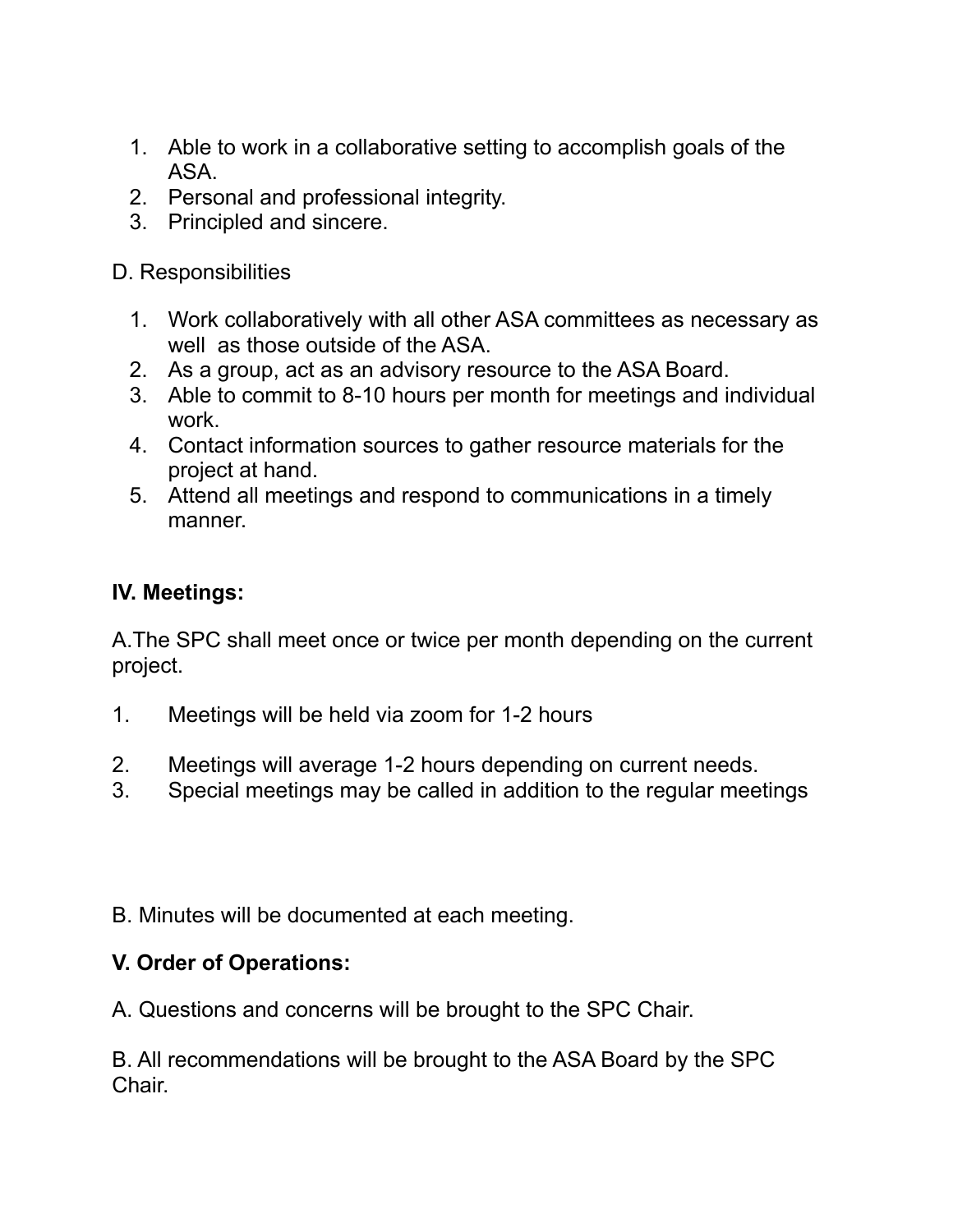1. Able to work in a collaborative setting to accomplish goals of the ASA.
2. Personal and professional integrity.
3. Principled and sincere.

D. Responsibilities

1. Work collaboratively with all other ASA committees as necessary as well as those outside of the ASA.
2. As a group, act as an advisory resource to the ASA Board.
3. Able to commit to 8-10 hours per month for meetings and individual work.
4. Contact information sources to gather resource materials for the project at hand.
5. Attend all meetings and respond to communications in a timely manner.

**IV. Meetings:**

A.The SPC shall meet once or twice per month depending on the current project.

1. Meetings will be held via zoom for 1-2 hours

2. Meetings will average 1-2 hours depending on current needs.
3. Special meetings may be called in addition to the regular meetings

B. Minutes will be documented at each meeting.

**V. Order of Operations:**

A. Questions and concerns will be brought to the SPC Chair.

B. All recommendations will be brought to the ASA Board by the SPC Chair.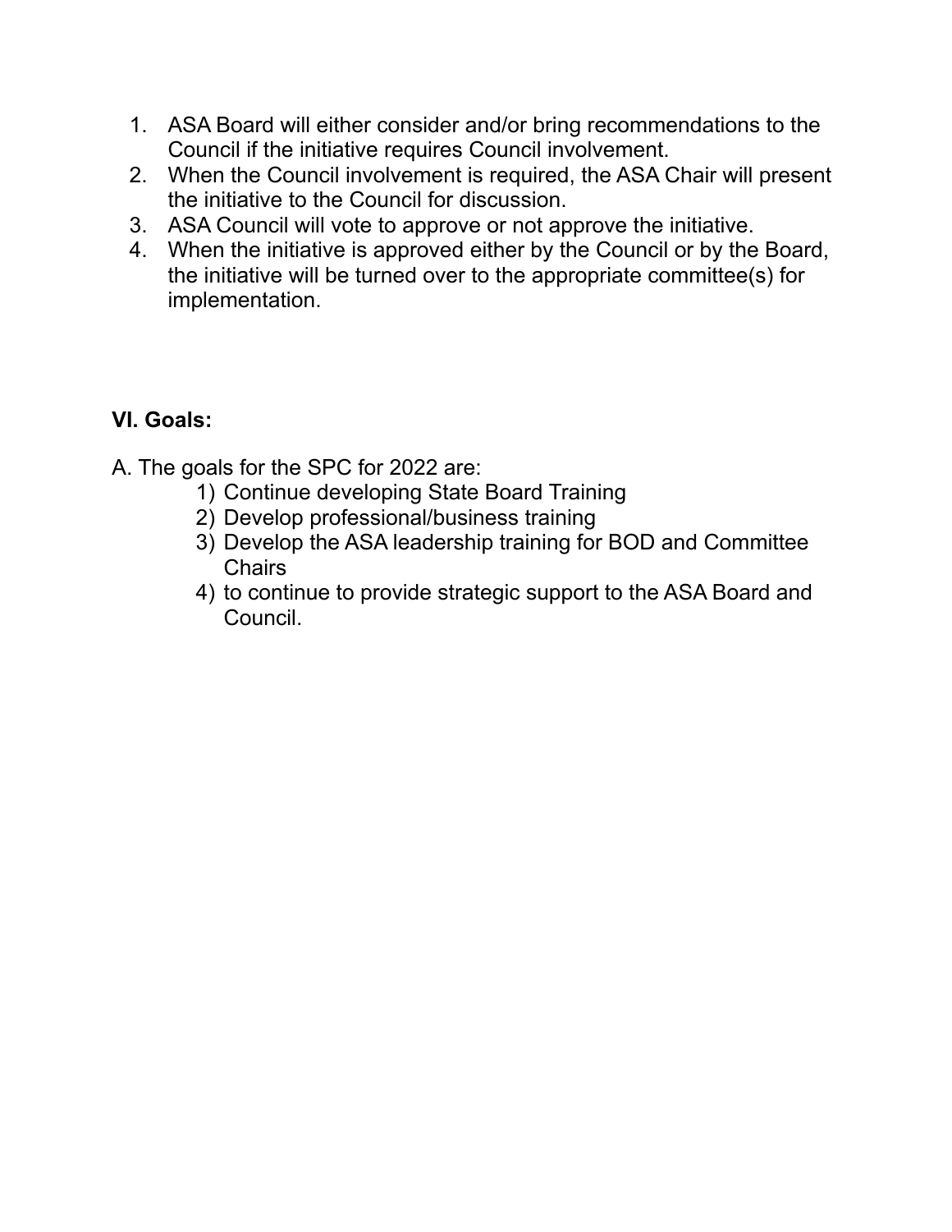1. ASA Board will either consider and/or bring recommendations to the Council if the initiative requires Council involvement.
2. When the Council involvement is required, the ASA Chair will present the initiative to the Council for discussion.
3. ASA Council will vote to approve or not approve the initiative.
4. When the initiative is approved either by the Council or by the Board, the initiative will be turned over to the appropriate committee(s) for implementation.

**VI. Goals:**

A. The goals for the SPC for 2022 are:

1) Continue developing State Board Training
2) Develop professional/business training
3) Develop the ASA leadership training for BOD and Committee Chairs
4) to continue to provide strategic support to the ASA Board and Council.